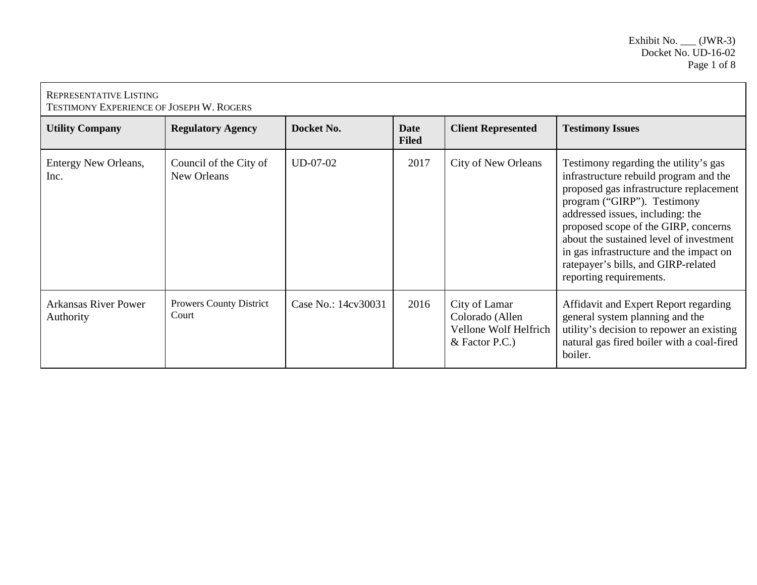Exhibit No. ___ (JWR-3)
Docket No. UD-16-02

REPRESENTATIVE LISTING
TESTIMONY EXPERIENCE OF JOSEPH W. ROGERS

| Utility Company | Regulatory Agency | Docket No. | Date Filed | Client Represented | Testimony Issues |
|---|---|---|---|---|---|
| Entergy New Orleans, Inc. | Council of the City of New Orleans | UD-07-02 | 2017 | City of New Orleans | Testimony regarding the utility's gas infrastructure rebuild program and the proposed gas infrastructure replacement program ("GIRP"). Testimony addressed issues, including: the proposed scope of the GIRP, concerns about the sustained level of investment in gas infrastructure and the impact on ratepayer's bills, and GIRP-related reporting requirements. |
| Arkansas River Power Authority | Prowers County District Court | Case No.: 14cv30031 | 2016 | City of Lamar Colorado (Allen Vellone Wolf Helfrich & Factor P.C.) | Affidavit and Expert Report regarding general system planning and the utility's decision to repower an existing natural gas fired boiler with a coal-fired boiler. |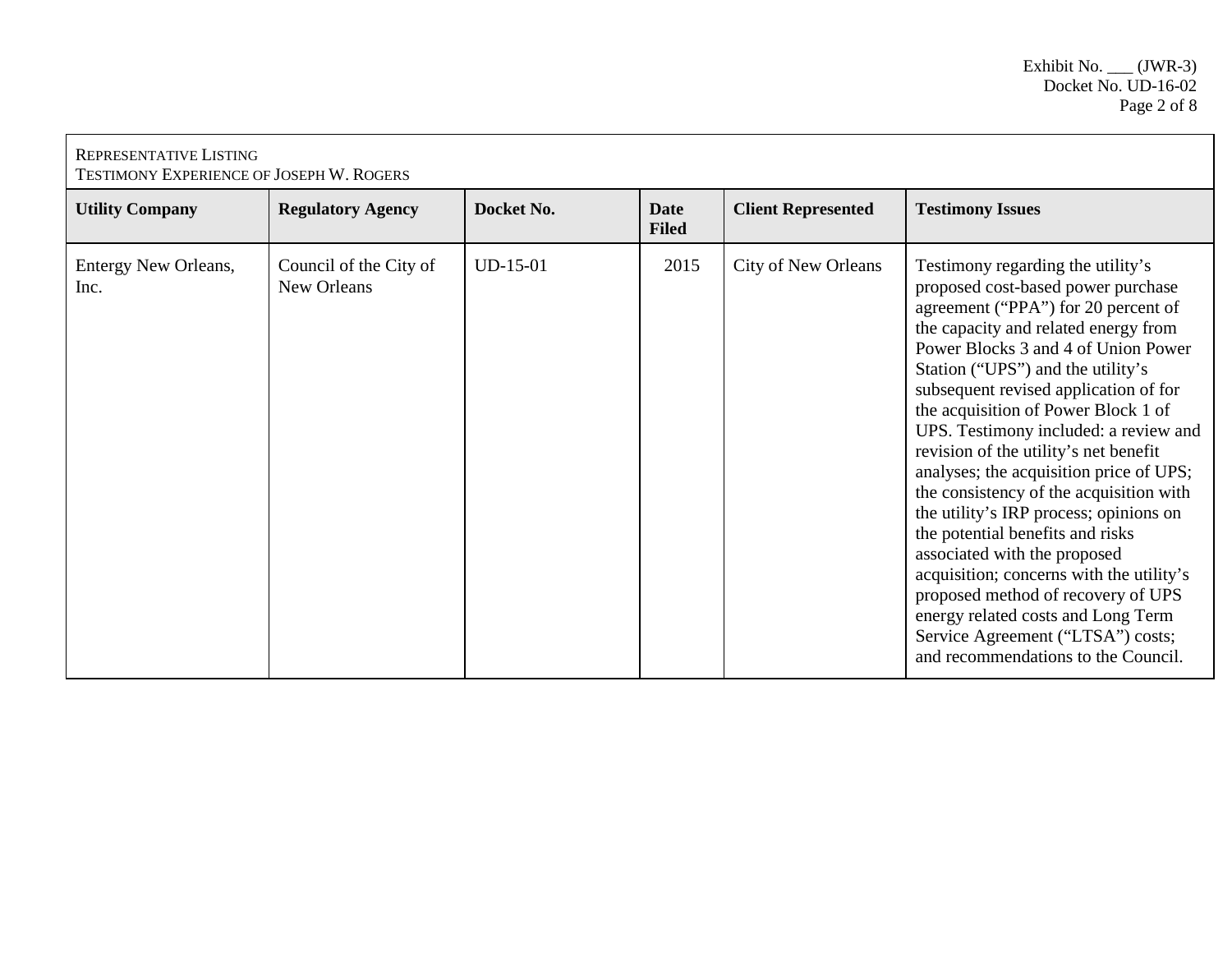REPRESENTATIVE LISTING
TESTIMONY EXPERIENCE OF JOSEPH W. ROGERS

| Utility Company | Regulatory Agency | Docket No. | Date Filed | Client Represented | Testimony Issues |
|---|---|---|---|---|---|
| Entergy New Orleans, Inc. | Council of the City of New Orleans | UD-15-01 | 2015 | City of New Orleans | Testimony regarding the utility's proposed cost-based power purchase agreement ("PPA") for 20 percent of the capacity and related energy from Power Blocks 3 and 4 of Union Power Station ("UPS") and the utility's subsequent revised application of for the acquisition of Power Block 1 of UPS. Testimony included: a review and revision of the utility's net benefit analyses; the acquisition price of UPS; the consistency of the acquisition with the utility's IRP process; opinions on the potential benefits and risks associated with the proposed acquisition; concerns with the utility's proposed method of recovery of UPS energy related costs and Long Term Service Agreement ("LTSA") costs; and recommendations to the Council. |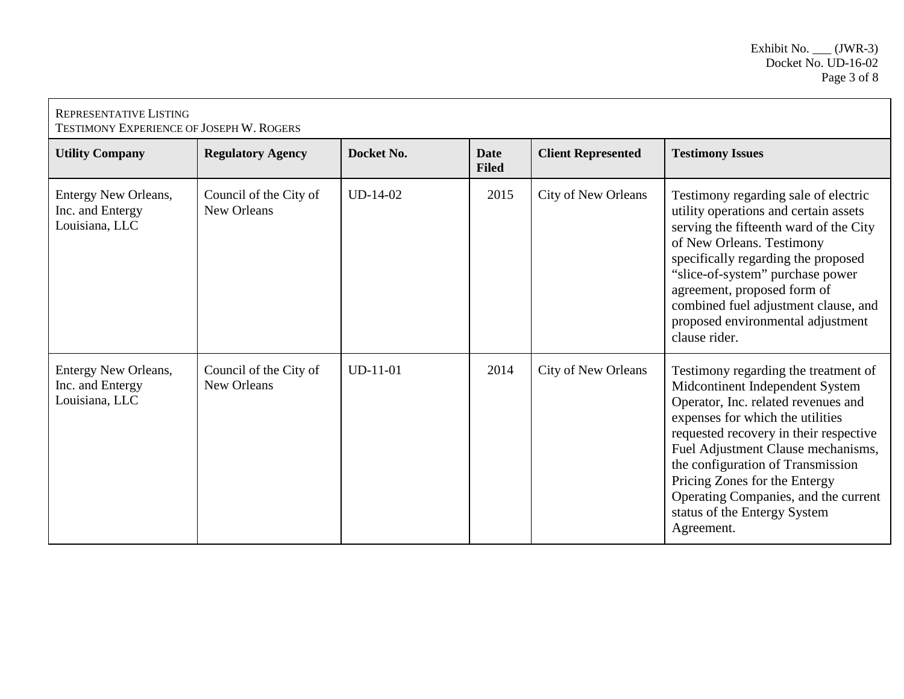| Representative Listing<br>Testimony Experience of Joseph W. Rogers | | | | | |
|---|---|---|---|---|---|
| **Utility Company** | **Regulatory Agency** | **Docket No.** | **Date Filed** | **Client Represented** | **Testimony Issues** |
| Entergy New Orleans, Inc. and Entergy Louisiana, LLC | Council of the City of New Orleans | UD-14-02 | 2015 | City of New Orleans | Testimony regarding sale of electric utility operations and certain assets serving the fifteenth ward of the City of New Orleans. Testimony specifically regarding the proposed "slice-of-system" purchase power agreement, proposed form of combined fuel adjustment clause, and proposed environmental adjustment clause rider. |
| Entergy New Orleans, Inc. and Entergy Louisiana, LLC | Council of the City of New Orleans | UD-11-01 | 2014 | City of New Orleans | Testimony regarding the treatment of Midcontinent Independent System Operator, Inc. related revenues and expenses for which the utilities requested recovery in their respective Fuel Adjustment Clause mechanisms, the configuration of Transmission Pricing Zones for the Entergy Operating Companies, and the current status of the Entergy System Agreement. |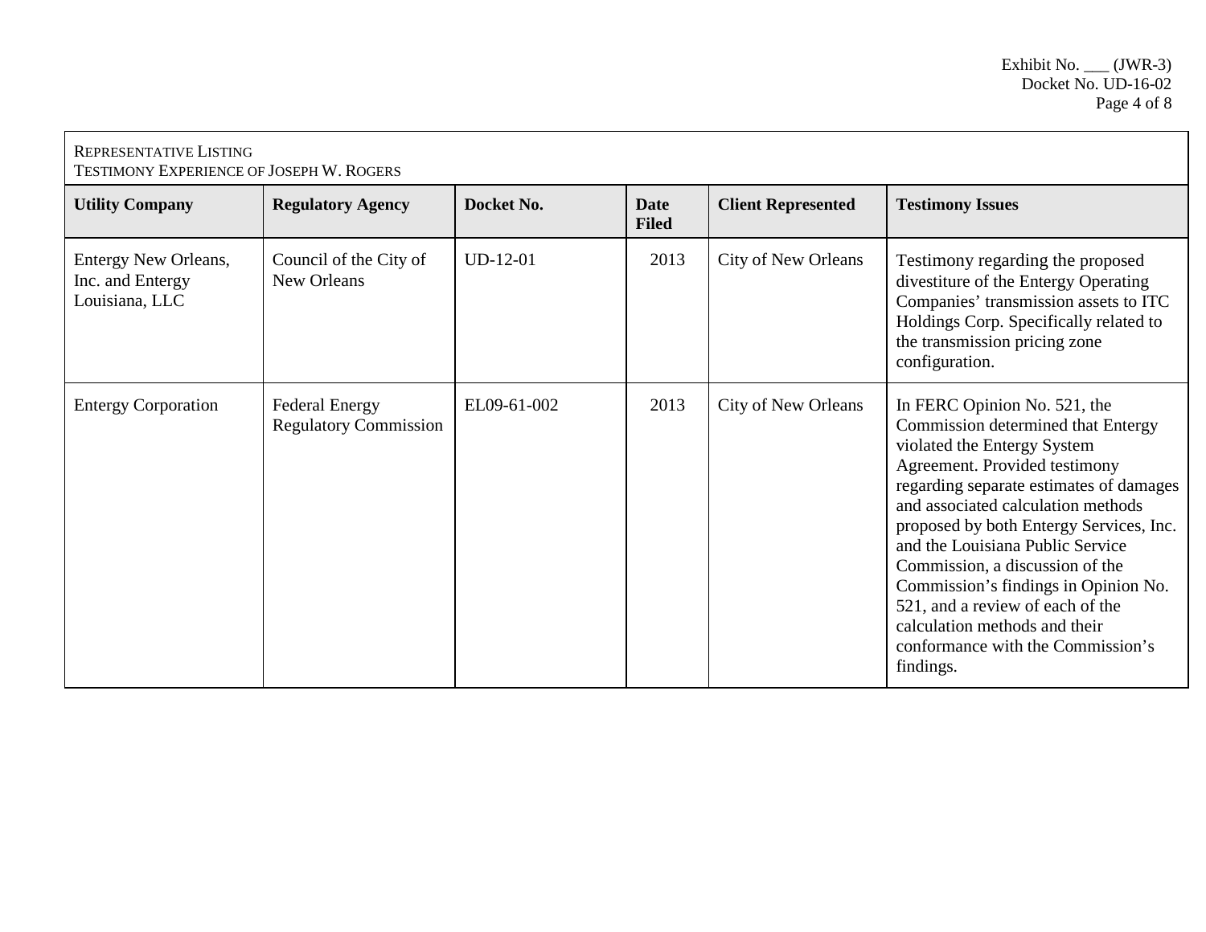Representative Listing
Testimony Experience of Joseph W. Rogers

| Utility Company | Regulatory Agency | Docket No. | Date Filed | Client Represented | Testimony Issues |
|---|---|---|---|---|---|
| Entergy New Orleans, Inc. and Entergy Louisiana, LLC | Council of the City of New Orleans | UD-12-01 | 2013 | City of New Orleans | Testimony regarding the proposed divestiture of the Entergy Operating Companies' transmission assets to ITC Holdings Corp. Specifically related to the transmission pricing zone configuration. |
| Entergy Corporation | Federal Energy Regulatory Commission | EL09-61-002 | 2013 | City of New Orleans | In FERC Opinion No. 521, the Commission determined that Entergy violated the Entergy System Agreement. Provided testimony regarding separate estimates of damages and associated calculation methods proposed by both Entergy Services, Inc. and the Louisiana Public Service Commission, a discussion of the Commission's findings in Opinion No. 521, and a review of each of the calculation methods and their conformance with the Commission's findings. |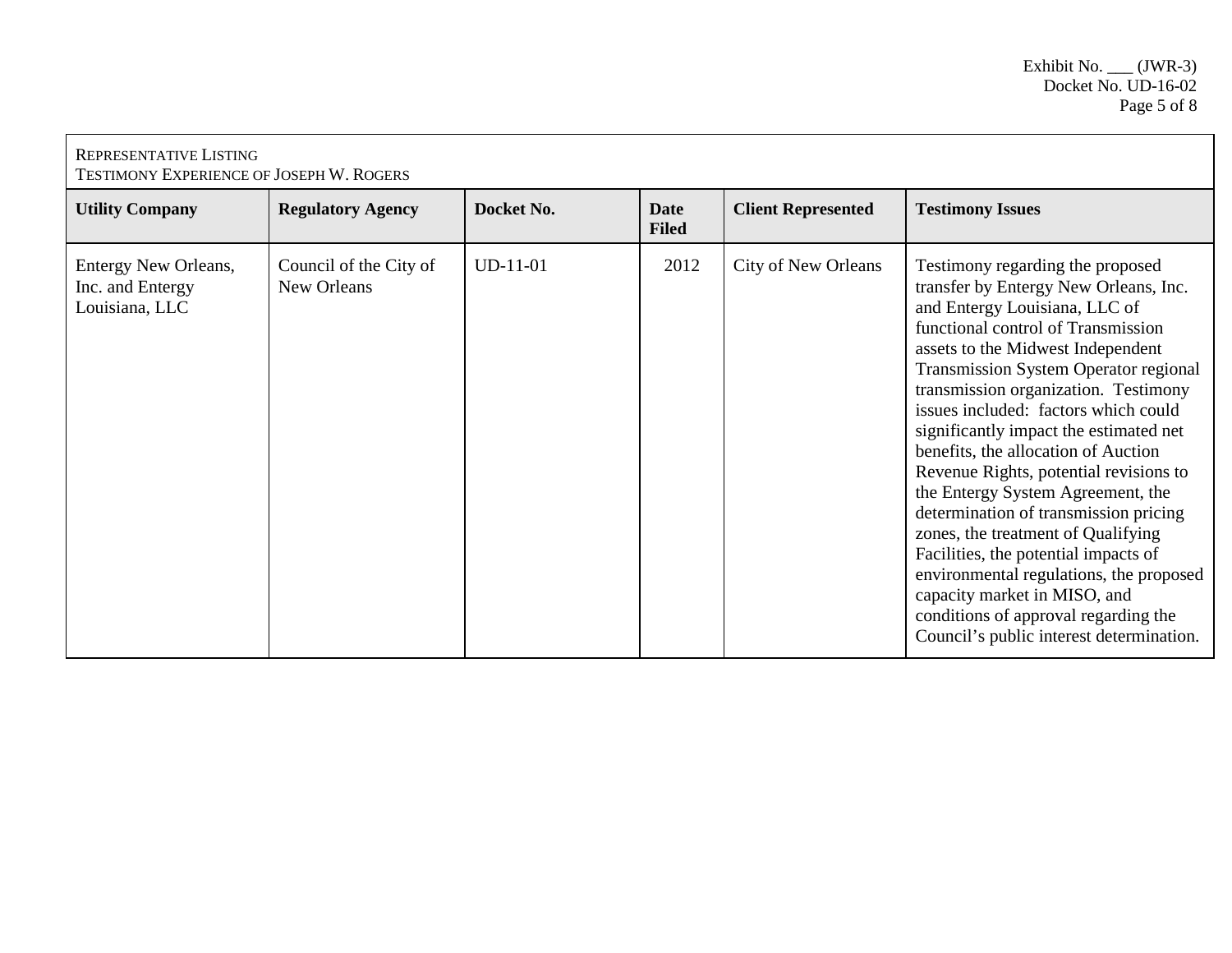REPRESENTATIVE LISTING
TESTIMONY EXPERIENCE OF JOSEPH W. ROGERS

| Utility Company | Regulatory Agency | Docket No. | Date Filed | Client Represented | Testimony Issues |
|---|---|---|---|---|---|
| Entergy New Orleans, Inc. and Entergy Louisiana, LLC | Council of the City of New Orleans | UD-11-01 | 2012 | City of New Orleans | Testimony regarding the proposed transfer by Entergy New Orleans, Inc. and Entergy Louisiana, LLC of functional control of Transmission assets to the Midwest Independent Transmission System Operator regional transmission organization. Testimony issues included: factors which could significantly impact the estimated net benefits, the allocation of Auction Revenue Rights, potential revisions to the Entergy System Agreement, the determination of transmission pricing zones, the treatment of Qualifying Facilities, the potential impacts of environmental regulations, the proposed capacity market in MISO, and conditions of approval regarding the Council's public interest determination. |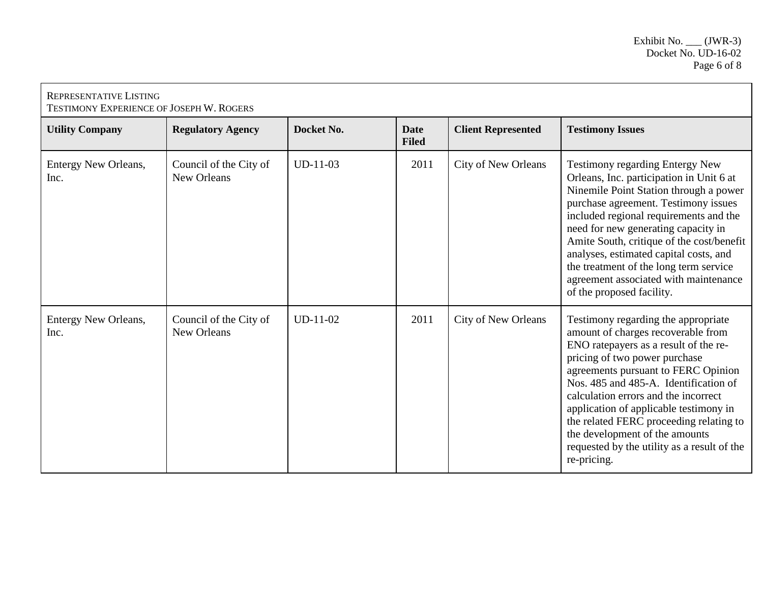REPRESENTATIVE LISTING
TESTIMONY EXPERIENCE OF JOSEPH W. ROGERS

| Utility Company | Regulatory Agency | Docket No. | Date Filed | Client Represented | Testimony Issues |
|---|---|---|---|---|---|
| Entergy New Orleans, Inc. | Council of the City of New Orleans | UD-11-03 | 2011 | City of New Orleans | Testimony regarding Entergy New Orleans, Inc. participation in Unit 6 at Ninemile Point Station through a power purchase agreement. Testimony issues included regional requirements and the need for new generating capacity in Amite South, critique of the cost/benefit analyses, estimated capital costs, and the treatment of the long term service agreement associated with maintenance of the proposed facility. |
| Entergy New Orleans, Inc. | Council of the City of New Orleans | UD-11-02 | 2011 | City of New Orleans | Testimony regarding the appropriate amount of charges recoverable from ENO ratepayers as a result of the re-pricing of two power purchase agreements pursuant to FERC Opinion Nos. 485 and 485-A. Identification of calculation errors and the incorrect application of applicable testimony in the related FERC proceeding relating to the development of the amounts requested by the utility as a result of the re-pricing. |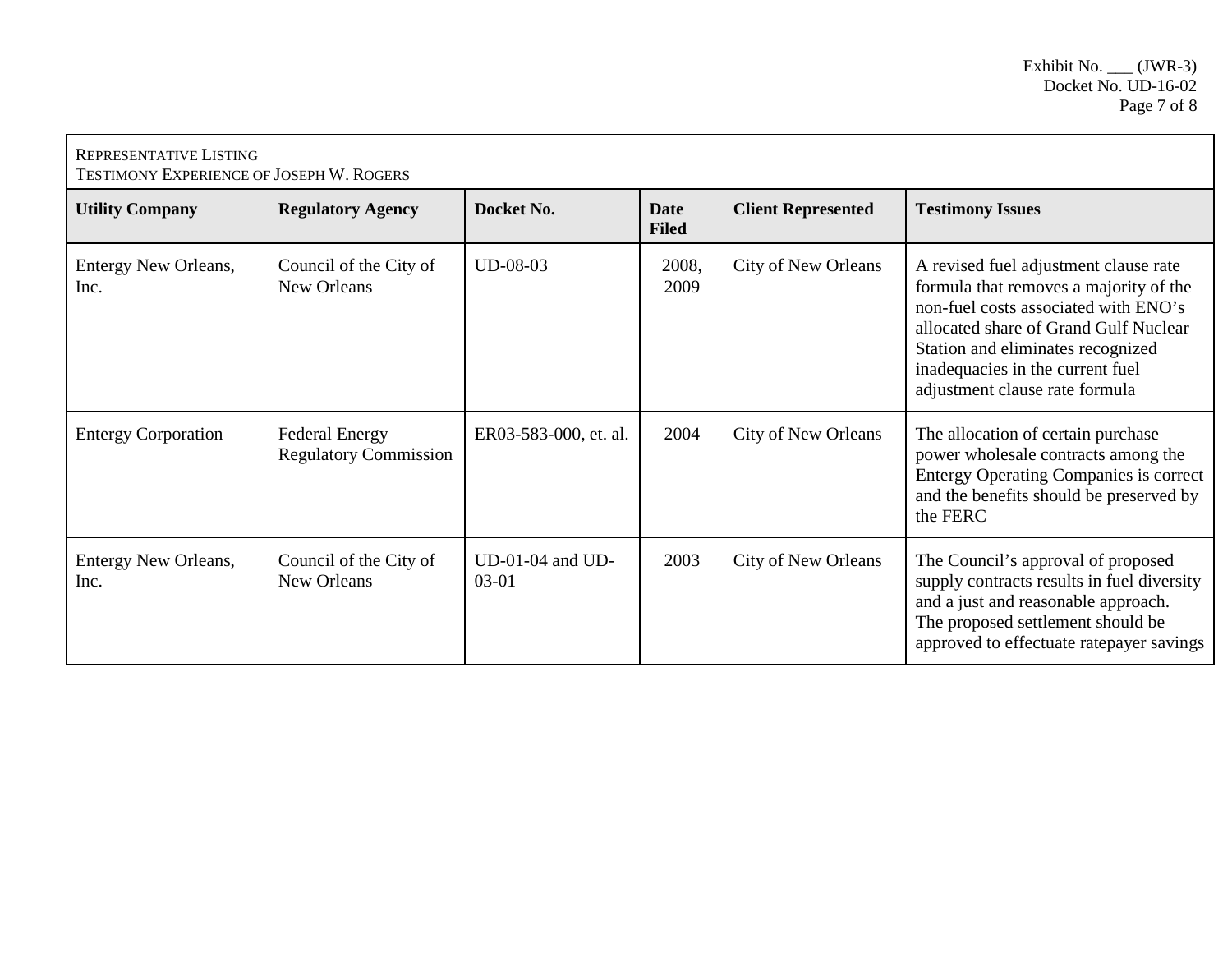Representative Listing
Testimony Experience of Joseph W. Rogers

| Utility Company | Regulatory Agency | Docket No. | Date Filed | Client Represented | Testimony Issues |
|---|---|---|---|---|---|
| Entergy New Orleans, Inc. | Council of the City of New Orleans | UD-08-03 | 2008, 2009 | City of New Orleans | A revised fuel adjustment clause rate formula that removes a majority of the non-fuel costs associated with ENO's allocated share of Grand Gulf Nuclear Station and eliminates recognized inadequacies in the current fuel adjustment clause rate formula |
| Entergy Corporation | Federal Energy Regulatory Commission | ER03-583-000, et. al. | 2004 | City of New Orleans | The allocation of certain purchase power wholesale contracts among the Entergy Operating Companies is correct and the benefits should be preserved by the FERC |
| Entergy New Orleans, Inc. | Council of the City of New Orleans | UD-01-04 and UD-03-01 | 2003 | City of New Orleans | The Council's approval of proposed supply contracts results in fuel diversity and a just and reasonable approach. The proposed settlement should be approved to effectuate ratepayer savings |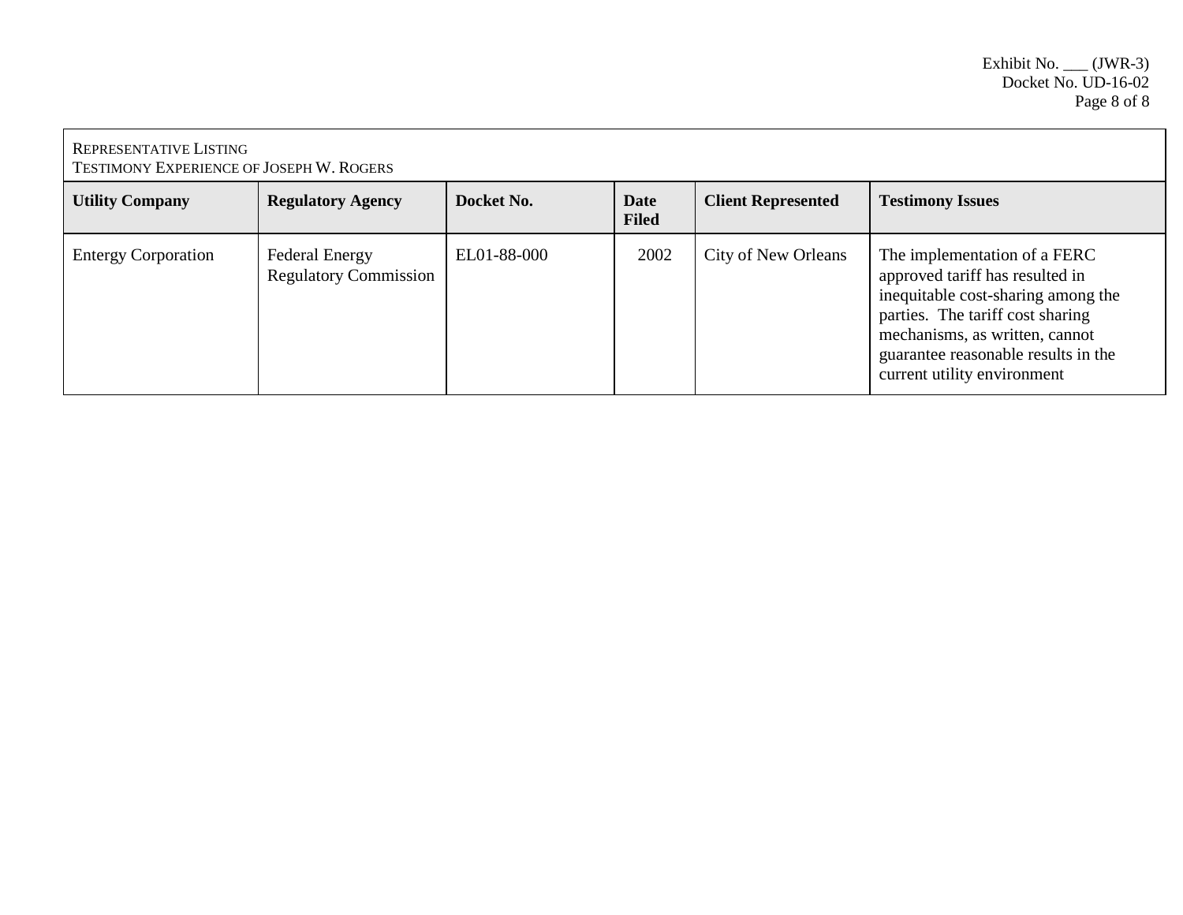Representative Listing
Testimony Experience of Joseph W. Rogers

| Utility Company | Regulatory Agency | Docket No. | Date Filed | Client Represented | Testimony Issues |
|---|---|---|---|---|---|
| Entergy Corporation | Federal Energy Regulatory Commission | EL01-88-000 | 2002 | City of New Orleans | The implementation of a FERC approved tariff has resulted in inequitable cost-sharing among the parties. The tariff cost sharing mechanisms, as written, cannot guarantee reasonable results in the current utility environment |